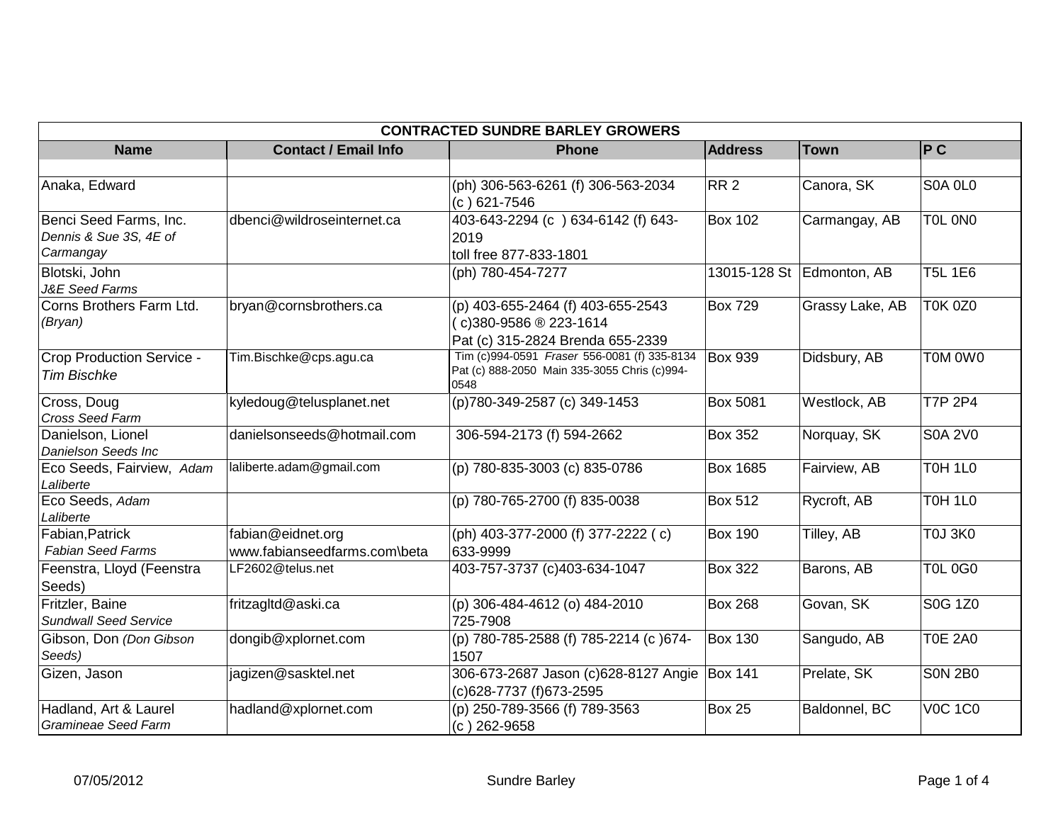| CONTRACTED SUNDRE BARLEY GROWERS | | | | | |
|---|---|---|---|---|---|
| **Name** | **Contact / Email Info** | **Phone** | **Address** | **Town** | **P C** |
| | | | | | |
| Anaka, Edward | | (ph) 306-563-6261 (f) 306-563-2034 (c ) 621-7546 | RR 2 | Canora, SK | S0A 0L0 |
| Benci Seed Farms, Inc. *Dennis & Sue 3S, 4E of Carmangay* | dbenci@wildroseinternet.ca | 403-643-2294 (c ) 634-6142 (f) 643-2019 toll free 877-833-1801 | Box 102 | Carmangay, AB | T0L 0N0 |
| Blotski, John *J&E Seed Farms* | | (ph) 780-454-7277 | 13015-128 St | Edmonton, AB | T5L 1E6 |
| Corns Brothers Farm Ltd. *(Bryan)* | bryan@cornsbrothers.ca | (p) 403-655-2464 (f) 403-655-2543 ( c)380-9586 ® 223-1614 Pat (c) 315-2824 Brenda 655-2339 | Box 729 | Grassy Lake, AB | T0K 0Z0 |
| Crop Production Service - *Tim Bischke* | Tim.Bischke@cps.agu.ca | Tim (c)994-0591 *Fraser* 556-0081 (f) 335-8134 Pat (c) 888-2050 Main 335-3055 Chris (c)994-0548 | Box 939 | Didsbury, AB | T0M 0W0 |
| Cross, Doug *Cross Seed Farm* | kyledoug@telusplanet.net | (p)780-349-2587 (c) 349-1453 | Box 5081 | Westlock, AB | T7P 2P4 |
| Danielson, Lionel *Danielson Seeds Inc* | danielsonseeds@hotmail.com | 306-594-2173 (f) 594-2662 | Box 352 | Norquay, SK | S0A 2V0 |
| Eco Seeds, Fairview, *Adam Laliberte* | laliberte.adam@gmail.com | (p) 780-835-3003 (c) 835-0786 | Box 1685 | Fairview, AB | T0H 1L0 |
| Eco Seeds, *Adam Laliberte* | | (p) 780-765-2700 (f) 835-0038 | Box 512 | Rycroft, AB | T0H 1L0 |
| Fabian,Patrick *Fabian Seed Farms* | fabian@eidnet.org www.fabianseedfarms.com\beta | (ph) 403-377-2000 (f) 377-2222 ( c) 633-9999 | Box 190 | Tilley, AB | T0J 3K0 |
| Feenstra, Lloyd (Feenstra Seeds) | LF2602@telus.net | 403-757-3737 (c)403-634-1047 | Box 322 | Barons, AB | T0L 0G0 |
| Fritzler, Baine *Sundwall Seed Service* | fritzagltd@aski.ca | (p) 306-484-4612 (o) 484-2010 725-7908 | Box 268 | Govan, SK | S0G 1Z0 |
| Gibson, Don *(Don Gibson Seeds)* | dongib@xplornet.com | (p) 780-785-2588 (f) 785-2214 (c )674-1507 | Box 130 | Sangudo, AB | T0E 2A0 |
| Gizen, Jason | jagizen@sasktel.net | 306-673-2687 Jason (c)628-8127 Angie (c)628-7737 (f)673-2595 | Box 141 | Prelate, SK | S0N 2B0 |
| Hadland, Art & Laurel *Gramineae Seed Farm* | hadland@xplornet.com | (p) 250-789-3566 (f) 789-3563 (c ) 262-9658 | Box 25 | Baldonnel, BC | V0C 1C0 |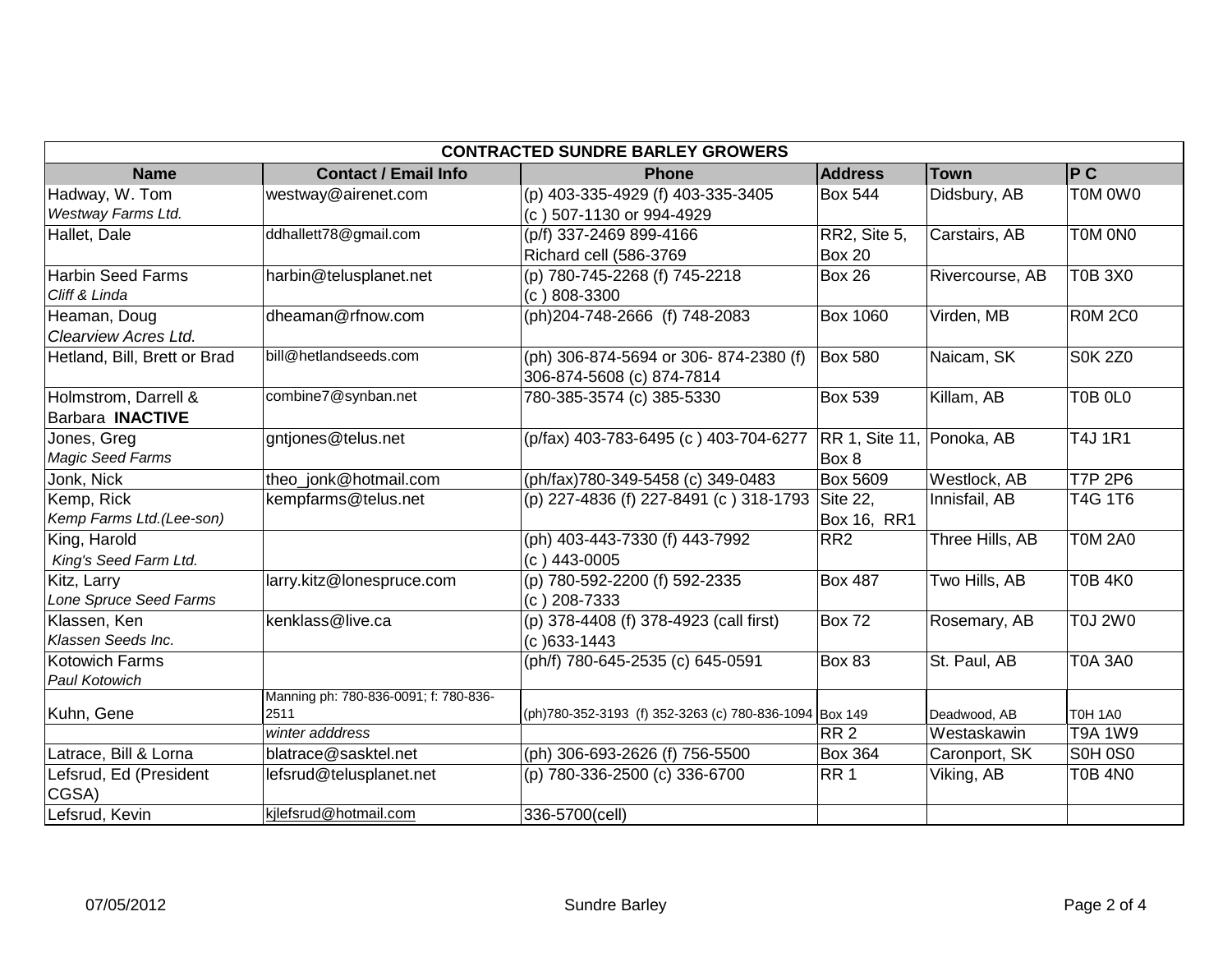| CONTRACTED SUNDRE BARLEY GROWERS | | | | | |
|---|---|---|---|---|---|
| **Name** | **Contact / Email Info** | **Phone** | **Address** | **Town** | **P C** |
| Hadway, W. Tom<br>*Westway Farms Ltd.* | westway@airenet.com | (p) 403-335-4929 (f) 403-335-3405<br>(c ) 507-1130 or 994-4929 | Box 544 | Didsbury, AB | T0M 0W0 |
| Hallet, Dale | ddhallett78@gmail.com | (p/f) 337-2469 899-4166<br>Richard cell (586-3769 | RR2, Site 5,<br>Box 20 | Carstairs, AB | T0M 0N0 |
| Harbin Seed Farms<br>*Cliff & Linda* | harbin@telusplanet.net | (p) 780-745-2268 (f) 745-2218<br>(c ) 808-3300 | Box 26 | Rivercourse, AB | T0B 3X0 |
| Heaman, Doug<br>*Clearview Acres Ltd.* | dheaman@rfnow.com | (ph)204-748-2666 (f) 748-2083 | Box 1060 | Virden, MB | R0M 2C0 |
| Hetland, Bill, Brett or Brad | bill@hetlandseeds.com | (ph) 306-874-5694 or 306- 874-2380 (f)<br>306-874-5608 (c) 874-7814 | Box 580 | Naicam, SK | S0K 2Z0 |
| Holmstrom, Darrell &<br>Barbara **INACTIVE** | combine7@synban.net | 780-385-3574 (c) 385-5330 | Box 539 | Killam, AB | T0B 0L0 |
| Jones, Greg<br>*Magic Seed Farms* | gntjones@telus.net | (p/fax) 403-783-6495 (c ) 403-704-6277 | RR 1, Site 11,<br>Box 8 | Ponoka, AB | T4J 1R1 |
| Jonk, Nick | theo_jonk@hotmail.com | (ph/fax)780-349-5458 (c) 349-0483 | Box 5609 | Westlock, AB | T7P 2P6 |
| Kemp, Rick<br>*Kemp Farms Ltd.(Lee-son)* | kempfarms@telus.net | (p) 227-4836 (f) 227-8491 (c ) 318-1793 | Site 22,<br>Box 16, RR1 | Innisfail, AB | T4G 1T6 |
| King, Harold<br>*King's Seed Farm Ltd.* | | (ph) 403-443-7330 (f) 443-7992<br>(c ) 443-0005 | RR2 | Three Hills, AB | T0M 2A0 |
| Kitz, Larry<br>*Lone Spruce Seed Farms* | larry.kitz@lonespruce.com | (p) 780-592-2200 (f) 592-2335<br>(c ) 208-7333 | Box 487 | Two Hills, AB | T0B 4K0 |
| Klassen, Ken<br>*Klassen Seeds Inc.* | kenklass@live.ca | (p) 378-4408 (f) 378-4923 (call first)<br>(c )633-1443 | Box 72 | Rosemary, AB | T0J 2W0 |
| Kotowich Farms<br>*Paul Kotowich* | | (ph/f) 780-645-2535 (c) 645-0591 | Box 83 | St. Paul, AB | T0A 3A0 |
| Kuhn, Gene | Manning ph: 780-836-0091; f: 780-836-2511 | (ph)780-352-3193 (f) 352-3263 (c) 780-836-1094 | Box 149 | Deadwood, AB | T0H 1A0 |
| | *winter adddress* | | RR 2 | Westaskawin | T9A 1W9 |
| Latrace, Bill & Lorna | blatrace@sasktel.net | (ph) 306-693-2626 (f) 756-5500 | Box 364 | Caronport, SK | S0H 0S0 |
| Lefsrud, Ed (President CGSA) | lefsrud@telusplanet.net | (p) 780-336-2500 (c) 336-6700 | RR 1 | Viking, AB | T0B 4N0 |
| Lefsrud, Kevin | kjlefsrud@hotmail.com | 336-5700(cell) | | | |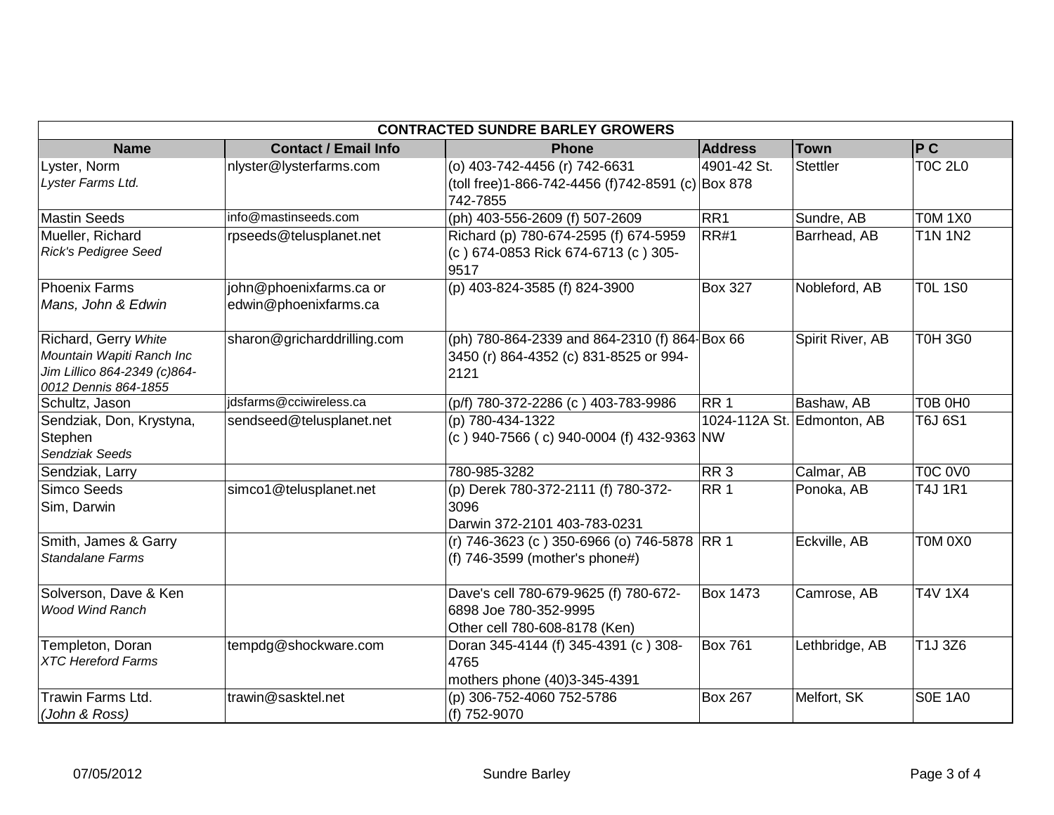| **CONTRACTED SUNDRE BARLEY GROWERS** | | | | | |
|---|---|---|---|---|---|
| **Name** | **Contact / Email Info** | **Phone** | **Address** | **Town** | **P C** |
| Lyster, Norm *Lyster Farms Ltd.* | nlyster@lysterfarms.com | (o) 403-742-4456 (r) 742-6631 (toll free)1-866-742-4456 (f)742-8591 (c) 742-7855 | 4901-42 St. Box 878 | Stettler | T0C 2L0 |
| Mastin Seeds | info@mastinseeds.com | (ph) 403-556-2609 (f) 507-2609 | RR1 | Sundre, AB | T0M 1X0 |
| Mueller, Richard *Rick's Pedigree Seed* | rpseeds@telusplanet.net | Richard (p) 780-674-2595 (f) 674-5959 (c ) 674-0853 Rick 674-6713 (c ) 305-9517 | RR#1 | Barrhead, AB | T1N 1N2 |
| Phoenix Farms *Mans, John & Edwin* | john@phoenixfarms.ca or edwin@phoenixfarms.ca | (p) 403-824-3585 (f) 824-3900 | Box 327 | Nobleford, AB | T0L 1S0 |
| Richard, Gerry *White Mountain Wapiti Ranch Inc Jim Lillico 864-2349 (c)864-0012 Dennis 864-1855* | sharon@gricharddrilling.com | (ph) 780-864-2339 and 864-2310 (f) 864-3450 (r) 864-4352 (c) 831-8525 or 994-2121 | Box 66 | Spirit River, AB | T0H 3G0 |
| Schultz, Jason | jdsfarms@cciwireless.ca | (p/f) 780-372-2286 (c ) 403-783-9986 | RR 1 | Bashaw, AB | T0B 0H0 |
| Sendziak, Don, Krystyna, Stephen *Sendziak Seeds* | sendseed@telusplanet.net | (p) 780-434-1322 (c ) 940-7566 ( c) 940-0004 (f) 432-9363 | 1024-112A St. NW | Edmonton, AB | T6J 6S1 |
| Sendziak, Larry | | 780-985-3282 | RR 3 | Calmar, AB | T0C 0V0 |
| Simco Seeds Sim, Darwin | simco1@telusplanet.net | (p) Derek 780-372-2111 (f) 780-372-3096 Darwin 372-2101 403-783-0231 | RR 1 | Ponoka, AB | T4J 1R1 |
| Smith, James & Garry *Standalane Farms* | | (r) 746-3623 (c ) 350-6966 (o) 746-5878 (f) 746-3599 (mother's phone#) | RR 1 | Eckville, AB | T0M 0X0 |
| Solverson, Dave & Ken *Wood Wind Ranch* | | Dave's cell 780-679-9625 (f) 780-672-6898 Joe 780-352-9995 Other cell 780-608-8178 (Ken) | Box 1473 | Camrose, AB | T4V 1X4 |
| Templeton, Doran *XTC Hereford Farms* | tempdg@shockware.com | Doran 345-4144 (f) 345-4391 (c ) 308-4765 mothers phone (40)3-345-4391 | Box 761 | Lethbridge, AB | T1J 3Z6 |
| Trawin Farms Ltd. *(John & Ross)* | trawin@sasktel.net | (p) 306-752-4060 752-5786 (f) 752-9070 | Box 267 | Melfort, SK | S0E 1A0 |

07/05/2012 Sundre Barley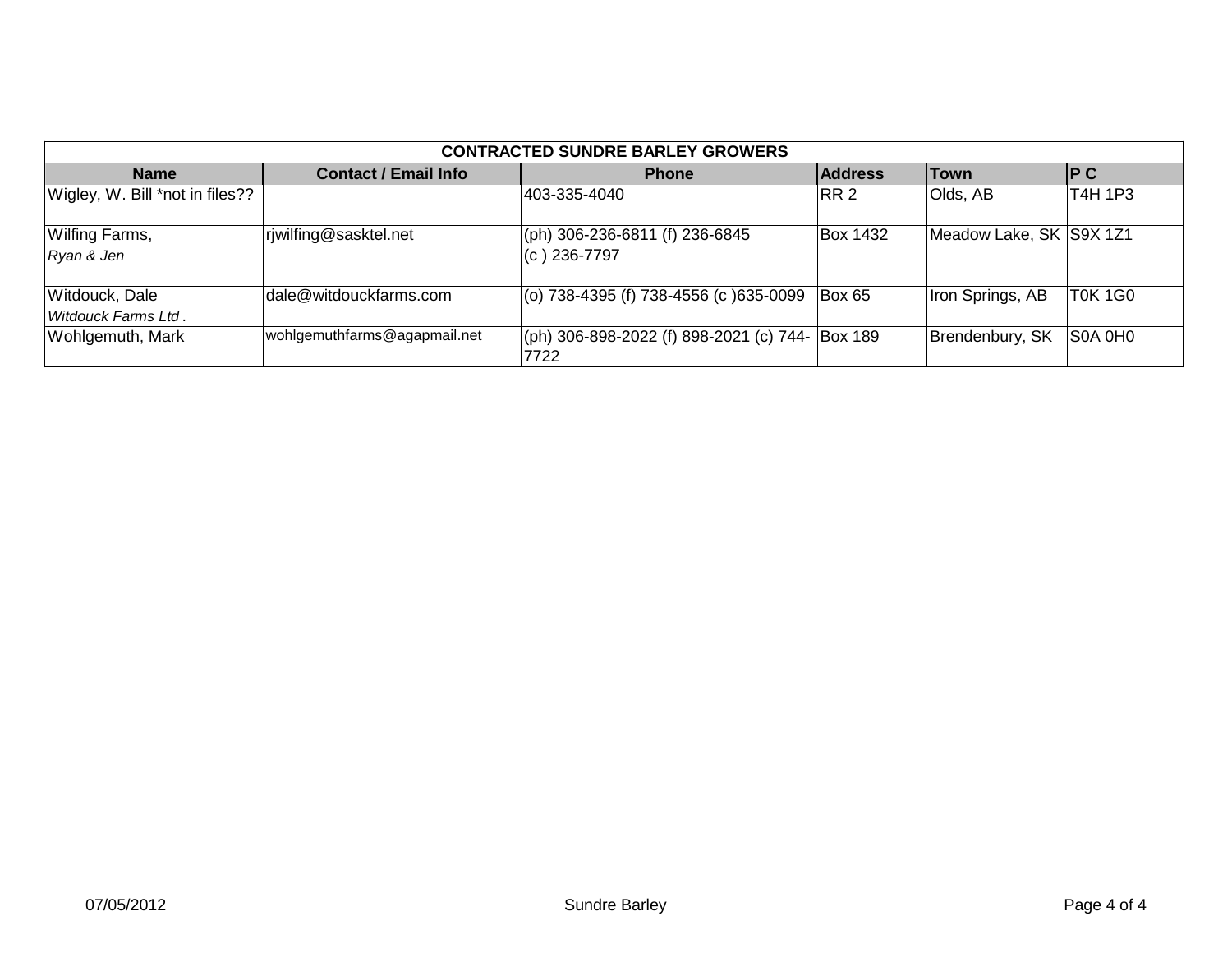| CONTRACTED SUNDRE BARLEY GROWERS | | | | | |
|---|---|---|---|---|---|
| **Name** | **Contact / Email Info** | **Phone** | **Address** | **Town** | **P C** |
| Wigley, W. Bill *not in files?? | | 403-335-4040 | RR 2 | Olds, AB | T4H 1P3 |
| Wilfing Farms, *Ryan & Jen* | rjwilfing@sasktel.net | (ph) 306-236-6811 (f) 236-6845 (c ) 236-7797 | Box 1432 | Meadow Lake, SK | S9X 1Z1 |
| Witdouck, Dale *Witdouck Farms Ltd .* | dale@witdouckfarms.com | (o) 738-4395 (f) 738-4556 (c )635-0099 | Box 65 | Iron Springs, AB | T0K 1G0 |
| Wohlgemuth, Mark | wohlgemuthfarms@agapmail.net | (ph) 306-898-2022 (f) 898-2021 (c) 744-7722 | Box 189 | Brendenbury, SK | S0A 0H0 |